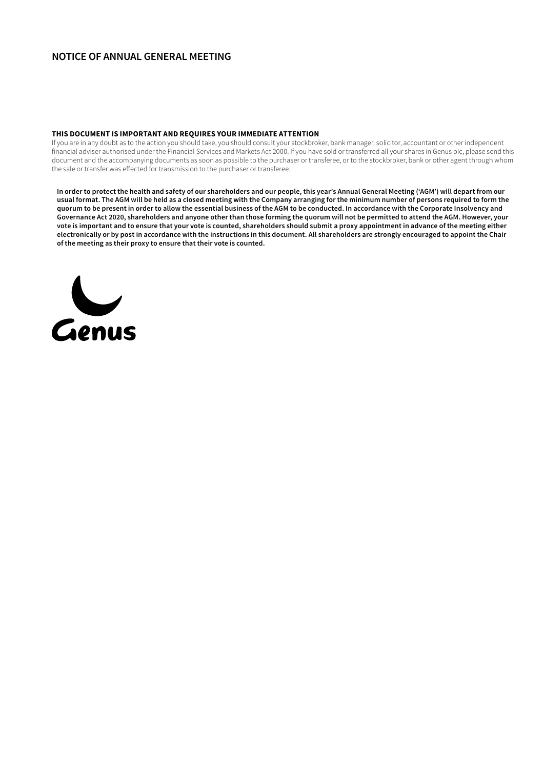# NOTICE OF ANNUAL GENERAL MEETING

**THIS DOCUMENT IS IMPORTANT AND REQUIRES YOUR IMMEDIATE ATTENTION**

If you are in any doubt as to the action you should take, you should consult your stockbroker, bank manager, solicitor, accountant or other independent financial adviser authorised under the Financial Services and Markets Act 2000. If you have sold or transferred all your shares in Genus plc, please send this document and the accompanying documents as soon as possible to the purchaser or transferee, or to the stockbroker, bank or other agent through whom the sale or transfer was effected for transmission to the purchaser or transferee.

**In order to protect the health and safety of our shareholders and our people, this year's Annual General Meeting ('AGM') will depart from our usual format. The AGM will be held as a closed meeting with the Company arranging for the minimum number of persons required to form the quorum to be present in order to allow the essential business of the AGM to be conducted. In accordance with the Corporate Insolvency and Governance Act 2020, shareholders and anyone other than those forming the quorum will not be permitted to attend the AGM. However, your vote is important and to ensure that your vote is counted, shareholders should submit a proxy appointment in advance of the meeting either electronically or by post in accordance with the instructions in this document. All shareholders are strongly encouraged to appoint the Chair of the meeting as their proxy to ensure that their vote is counted.**

Genus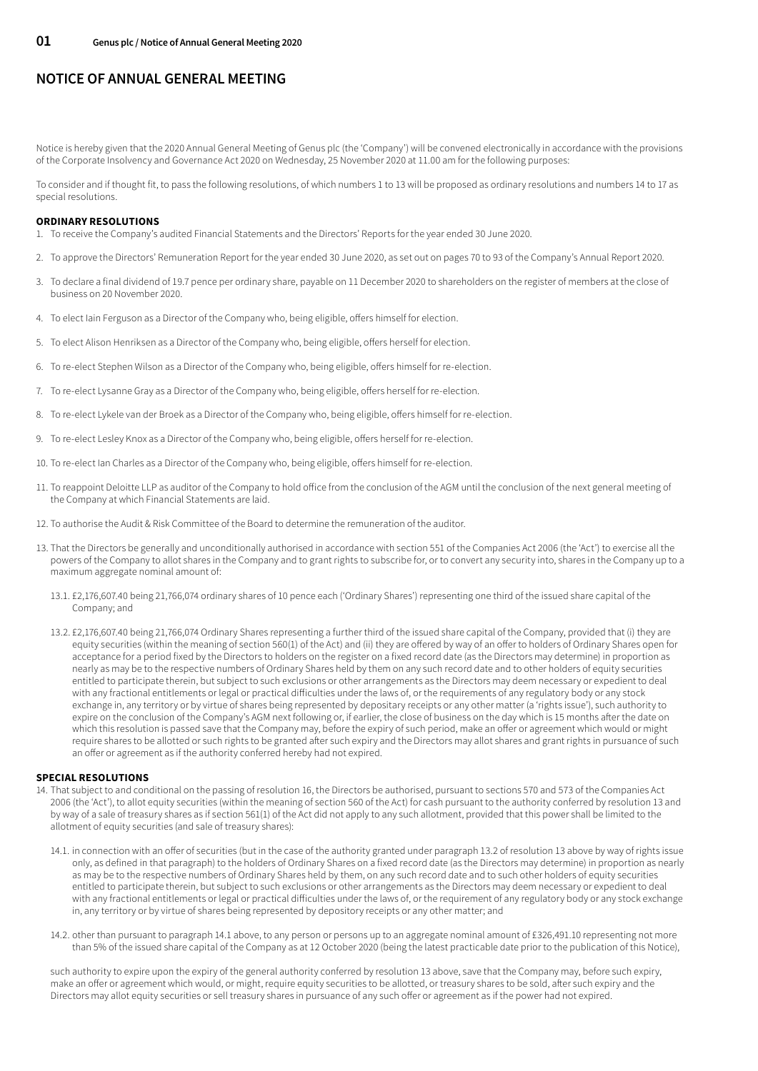# NOTICE OF ANNUAL GENERAL MEETING

Notice is hereby given that the 2020 Annual General Meeting of Genus plc (the 'Company') will be convened electronically in accordance with the provisions of the Corporate Insolvency and Governance Act 2020 on Wednesday, 25 November 2020 at 11.00 am for the following purposes:

To consider and if thought fit, to pass the following resolutions, of which numbers 1 to 13 will be proposed as ordinary resolutions and numbers 14 to 17 as special resolutions.

## ORDINARY RESOLUTIONS

1. To receive the Company's audited Financial Statements and the Directors' Reports for the year ended 30 June 2020.

2. To approve the Directors' Remuneration Report for the year ended 30 June 2020, as set out on pages 70 to 93 of the Company's Annual Report 2020.

3. To declare a final dividend of 19.7 pence per ordinary share, payable on 11 December 2020 to shareholders on the register of members at the close of business on 20 November 2020.

4. To elect Iain Ferguson as a Director of the Company who, being eligible, offers himself for election.

5. To elect Alison Henriksen as a Director of the Company who, being eligible, offers herself for election.

6. To re-elect Stephen Wilson as a Director of the Company who, being eligible, offers himself for re-election.

7. To re-elect Lysanne Gray as a Director of the Company who, being eligible, offers herself for re-election.

8. To re-elect Lykele van der Broek as a Director of the Company who, being eligible, offers himself for re-election.

9. To re-elect Lesley Knox as a Director of the Company who, being eligible, offers herself for re-election.

10. To re-elect Ian Charles as a Director of the Company who, being eligible, offers himself for re-election.

11. To reappoint Deloitte LLP as auditor of the Company to hold office from the conclusion of the AGM until the conclusion of the next general meeting of the Company at which Financial Statements are laid.

12. To authorise the Audit & Risk Committee of the Board to determine the remuneration of the auditor.

13. That the Directors be generally and unconditionally authorised in accordance with section 551 of the Companies Act 2006 (the 'Act') to exercise all the powers of the Company to allot shares in the Company and to grant rights to subscribe for, or to convert any security into, shares in the Company up to a maximum aggregate nominal amount of:

    13.1. £2,176,607.40 being 21,766,074 ordinary shares of 10 pence each ('Ordinary Shares') representing one third of the issued share capital of the Company; and

    13.2. £2,176,607.40 being 21,766,074 Ordinary Shares representing a further third of the issued share capital of the Company, provided that (i) they are equity securities (within the meaning of section 560(1) of the Act) and (ii) they are offered by way of an offer to holders of Ordinary Shares open for acceptance for a period fixed by the Directors to holders on the register on a fixed record date (as the Directors may determine) in proportion as nearly as may be to the respective numbers of Ordinary Shares held by them on any such record date and to other holders of equity securities entitled to participate therein, but subject to such exclusions or other arrangements as the Directors may deem necessary or expedient to deal with any fractional entitlements or legal or practical difficulties under the laws of, or the requirements of any regulatory body or any stock exchange in, any territory or by virtue of shares being represented by depositary receipts or any other matter (a 'rights issue'), such authority to expire on the conclusion of the Company's AGM next following or, if earlier, the close of business on the day which is 15 months after the date on which this resolution is passed save that the Company may, before the expiry of such period, make an offer or agreement which would or might require shares to be allotted or such rights to be granted after such expiry and the Directors may allot shares and grant rights in pursuance of such an offer or agreement as if the authority conferred hereby had not expired.

## SPECIAL RESOLUTIONS

14. That subject to and conditional on the passing of resolution 16, the Directors be authorised, pursuant to sections 570 and 573 of the Companies Act 2006 (the 'Act'), to allot equity securities (within the meaning of section 560 of the Act) for cash pursuant to the authority conferred by resolution 13 and by way of a sale of treasury shares as if section 561(1) of the Act did not apply to any such allotment, provided that this power shall be limited to the allotment of equity securities (and sale of treasury shares):

    14.1. in connection with an offer of securities (but in the case of the authority granted under paragraph 13.2 of resolution 13 above by way of rights issue only, as defined in that paragraph) to the holders of Ordinary Shares on a fixed record date (as the Directors may determine) in proportion as nearly as may be to the respective numbers of Ordinary Shares held by them, on any such record date and to such other holders of equity securities entitled to participate therein, but subject to such exclusions or other arrangements as the Directors may deem necessary or expedient to deal with any fractional entitlements or legal or practical difficulties under the laws of, or the requirement of any regulatory body or any stock exchange in, any territory or by virtue of shares being represented by depository receipts or any other matter; and

    14.2. other than pursuant to paragraph 14.1 above, to any person or persons up to an aggregate nominal amount of £326,491.10 representing not more than 5% of the issued share capital of the Company as at 12 October 2020 (being the latest practicable date prior to the publication of this Notice),

    such authority to expire upon the expiry of the general authority conferred by resolution 13 above, save that the Company may, before such expiry, make an offer or agreement which would, or might, require equity securities to be allotted, or treasury shares to be sold, after such expiry and the Directors may allot equity securities or sell treasury shares in pursuance of any such offer or agreement as if the power had not expired.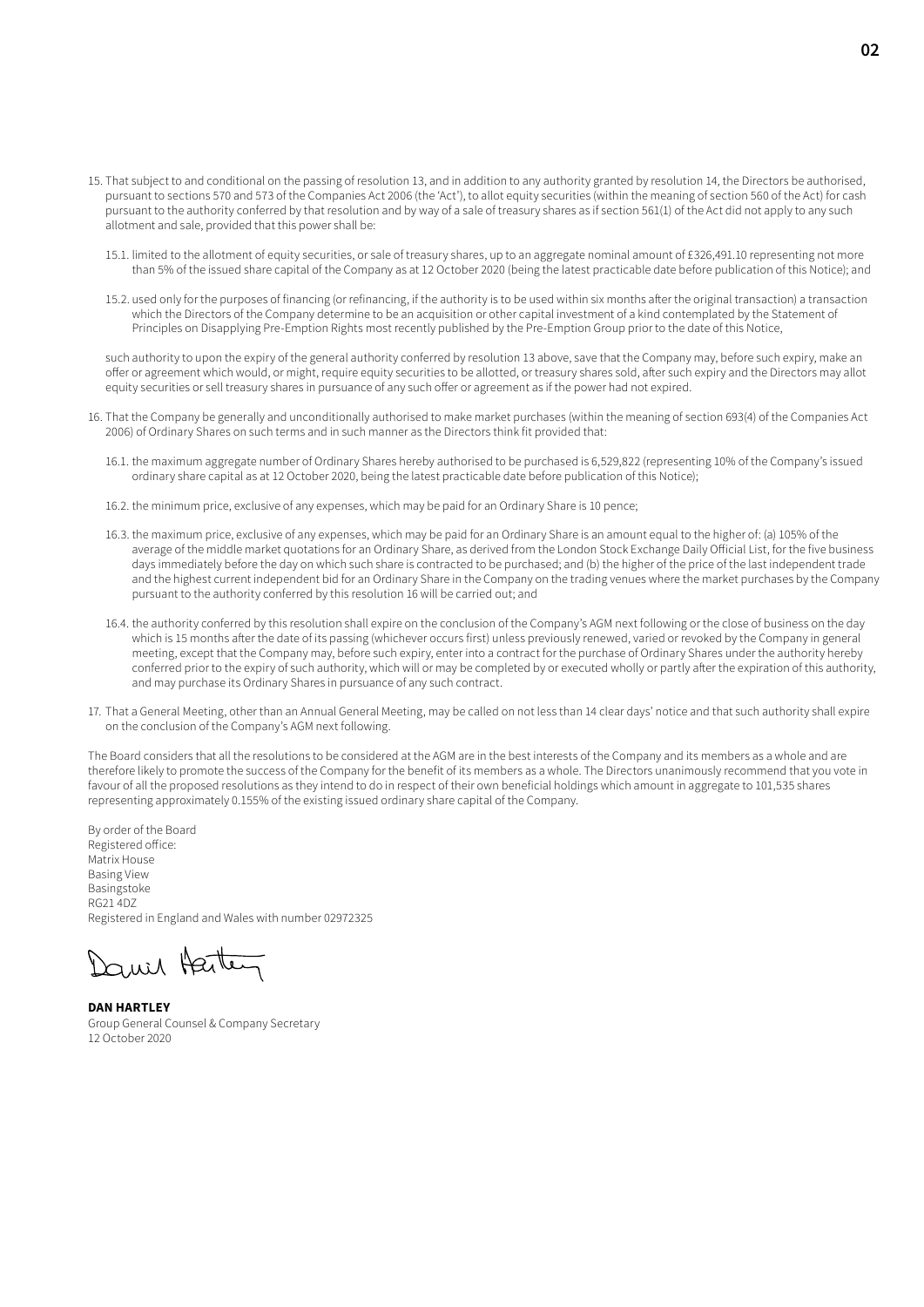15. That subject to and conditional on the passing of resolution 13, and in addition to any authority granted by resolution 14, the Directors be authorised, pursuant to sections 570 and 573 of the Companies Act 2006 (the 'Act'), to allot equity securities (within the meaning of section 560 of the Act) for cash pursuant to the authority conferred by that resolution and by way of a sale of treasury shares as if section 561(1) of the Act did not apply to any such allotment and sale, provided that this power shall be:

    15.1. limited to the allotment of equity securities, or sale of treasury shares, up to an aggregate nominal amount of £326,491.10 representing not more than 5% of the issued share capital of the Company as at 12 October 2020 (being the latest practicable date before publication of this Notice); and

    15.2. used only for the purposes of financing (or refinancing, if the authority is to be used within six months after the original transaction) a transaction which the Directors of the Company determine to be an acquisition or other capital investment of a kind contemplated by the Statement of Principles on Disapplying Pre-Emption Rights most recently published by the Pre-Emption Group prior to the date of this Notice,

    such authority to upon the expiry of the general authority conferred by resolution 13 above, save that the Company may, before such expiry, make an offer or agreement which would, or might, require equity securities to be allotted, or treasury shares sold, after such expiry and the Directors may allot equity securities or sell treasury shares in pursuance of any such offer or agreement as if the power had not expired.

16. That the Company be generally and unconditionally authorised to make market purchases (within the meaning of section 693(4) of the Companies Act 2006) of Ordinary Shares on such terms and in such manner as the Directors think fit provided that:

    16.1. the maximum aggregate number of Ordinary Shares hereby authorised to be purchased is 6,529,822 (representing 10% of the Company's issued ordinary share capital as at 12 October 2020, being the latest practicable date before publication of this Notice);

    16.2. the minimum price, exclusive of any expenses, which may be paid for an Ordinary Share is 10 pence;

    16.3. the maximum price, exclusive of any expenses, which may be paid for an Ordinary Share is an amount equal to the higher of: (a) 105% of the average of the middle market quotations for an Ordinary Share, as derived from the London Stock Exchange Daily Official List, for the five business days immediately before the day on which such share is contracted to be purchased; and (b) the higher of the price of the last independent trade and the highest current independent bid for an Ordinary Share in the Company on the trading venues where the market purchases by the Company pursuant to the authority conferred by this resolution 16 will be carried out; and

    16.4. the authority conferred by this resolution shall expire on the conclusion of the Company's AGM next following or the close of business on the day which is 15 months after the date of its passing (whichever occurs first) unless previously renewed, varied or revoked by the Company in general meeting, except that the Company may, before such expiry, enter into a contract for the purchase of Ordinary Shares under the authority hereby conferred prior to the expiry of such authority, which will or may be completed by or executed wholly or partly after the expiration of this authority, and may purchase its Ordinary Shares in pursuance of any such contract.

17. That a General Meeting, other than an Annual General Meeting, may be called on not less than 14 clear days' notice and that such authority shall expire on the conclusion of the Company's AGM next following.

The Board considers that all the resolutions to be considered at the AGM are in the best interests of the Company and its members as a whole and are therefore likely to promote the success of the Company for the benefit of its members as a whole. The Directors unanimously recommend that you vote in favour of all the proposed resolutions as they intend to do in respect of their own beneficial holdings which amount in aggregate to 101,535 shares representing approximately 0.155% of the existing issued ordinary share capital of the Company.

By order of the Board
Registered office:
Matrix House
Basing View
Basingstoke
RG21 4DZ
Registered in England and Wales with number 02972325

**DAN HARTLEY**
Group General Counsel & Company Secretary
12 October 2020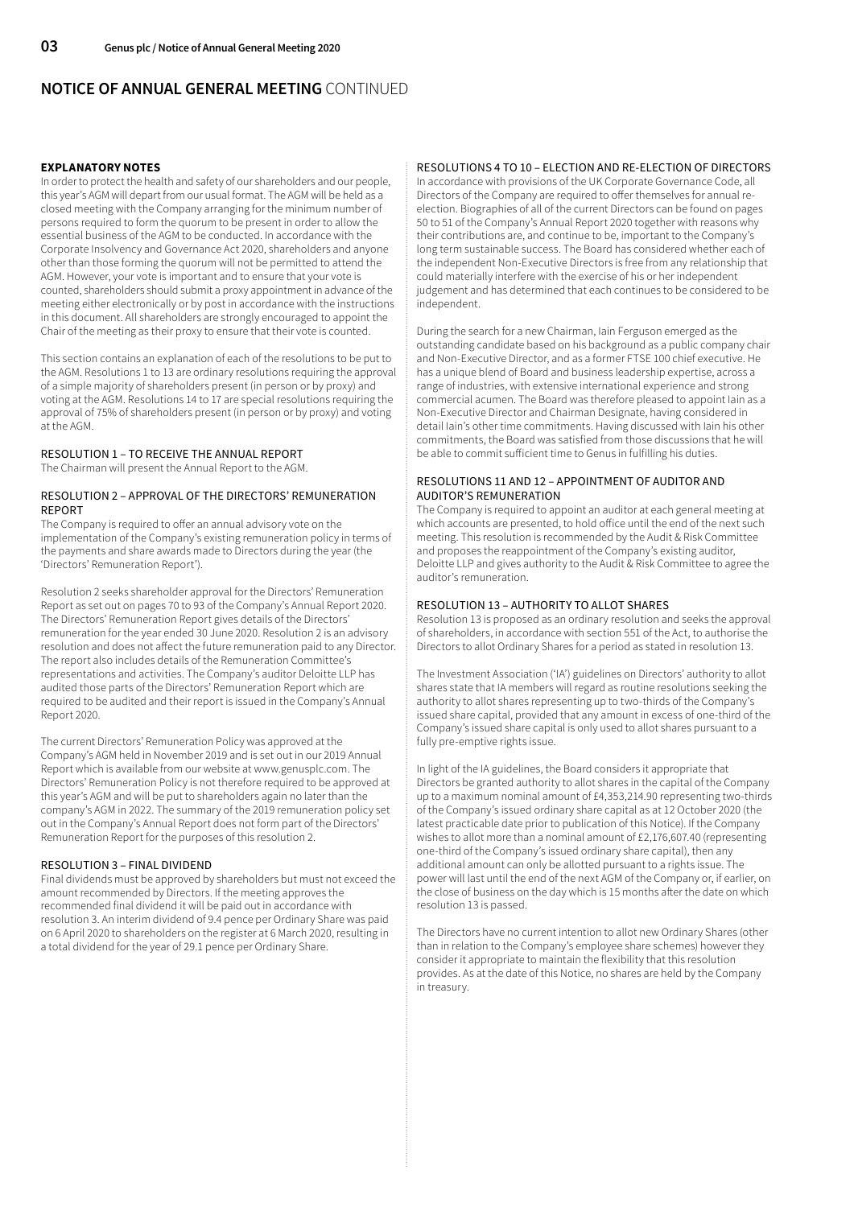## NOTICE OF ANNUAL GENERAL MEETING CONTINUED

### EXPLANATORY NOTES

In order to protect the health and safety of our shareholders and our people, this year's AGM will depart from our usual format. The AGM will be held as a closed meeting with the Company arranging for the minimum number of persons required to form the quorum to be present in order to allow the essential business of the AGM to be conducted. In accordance with the Corporate Insolvency and Governance Act 2020, shareholders and anyone other than those forming the quorum will not be permitted to attend the AGM. However, your vote is important and to ensure that your vote is counted, shareholders should submit a proxy appointment in advance of the meeting either electronically or by post in accordance with the instructions in this document. All shareholders are strongly encouraged to appoint the Chair of the meeting as their proxy to ensure that their vote is counted.

This section contains an explanation of each of the resolutions to be put to the AGM. Resolutions 1 to 13 are ordinary resolutions requiring the approval of a simple majority of shareholders present (in person or by proxy) and voting at the AGM. Resolutions 14 to 17 are special resolutions requiring the approval of 75% of shareholders present (in person or by proxy) and voting at the AGM.

### RESOLUTION 1 – TO RECEIVE THE ANNUAL REPORT

The Chairman will present the Annual Report to the AGM.

### RESOLUTION 2 – APPROVAL OF THE DIRECTORS' REMUNERATION REPORT

The Company is required to offer an annual advisory vote on the implementation of the Company's existing remuneration policy in terms of the payments and share awards made to Directors during the year (the 'Directors' Remuneration Report').

Resolution 2 seeks shareholder approval for the Directors' Remuneration Report as set out on pages 70 to 93 of the Company's Annual Report 2020. The Directors' Remuneration Report gives details of the Directors' remuneration for the year ended 30 June 2020. Resolution 2 is an advisory resolution and does not affect the future remuneration paid to any Director. The report also includes details of the Remuneration Committee's representations and activities. The Company's auditor Deloitte LLP has audited those parts of the Directors' Remuneration Report which are required to be audited and their report is issued in the Company's Annual Report 2020.

The current Directors' Remuneration Policy was approved at the Company's AGM held in November 2019 and is set out in our 2019 Annual Report which is available from our website at www.genusplc.com. The Directors' Remuneration Policy is not therefore required to be approved at this year's AGM and will be put to shareholders again no later than the company's AGM in 2022. The summary of the 2019 remuneration policy set out in the Company's Annual Report does not form part of the Directors' Remuneration Report for the purposes of this resolution 2.

### RESOLUTION 3 – FINAL DIVIDEND

Final dividends must be approved by shareholders but must not exceed the amount recommended by Directors. If the meeting approves the recommended final dividend it will be paid out in accordance with resolution 3. An interim dividend of 9.4 pence per Ordinary Share was paid on 6 April 2020 to shareholders on the register at 6 March 2020, resulting in a total dividend for the year of 29.1 pence per Ordinary Share.

### RESOLUTIONS 4 TO 10 – ELECTION AND RE-ELECTION OF DIRECTORS

In accordance with provisions of the UK Corporate Governance Code, all Directors of the Company are required to offer themselves for annual re-election. Biographies of all of the current Directors can be found on pages 50 to 51 of the Company's Annual Report 2020 together with reasons why their contributions are, and continue to be, important to the Company's long term sustainable success. The Board has considered whether each of the independent Non-Executive Directors is free from any relationship that could materially interfere with the exercise of his or her independent judgement and has determined that each continues to be considered to be independent.

During the search for a new Chairman, Iain Ferguson emerged as the outstanding candidate based on his background as a public company chair and Non-Executive Director, and as a former FTSE 100 chief executive. He has a unique blend of Board and business leadership expertise, across a range of industries, with extensive international experience and strong commercial acumen. The Board was therefore pleased to appoint Iain as a Non-Executive Director and Chairman Designate, having considered in detail Iain's other time commitments. Having discussed with Iain his other commitments, the Board was satisfied from those discussions that he will be able to commit sufficient time to Genus in fulfilling his duties.

### RESOLUTIONS 11 AND 12 – APPOINTMENT OF AUDITOR AND AUDITOR'S REMUNERATION

The Company is required to appoint an auditor at each general meeting at which accounts are presented, to hold office until the end of the next such meeting. This resolution is recommended by the Audit & Risk Committee and proposes the reappointment of the Company's existing auditor, Deloitte LLP and gives authority to the Audit & Risk Committee to agree the auditor's remuneration.

### RESOLUTION 13 – AUTHORITY TO ALLOT SHARES

Resolution 13 is proposed as an ordinary resolution and seeks the approval of shareholders, in accordance with section 551 of the Act, to authorise the Directors to allot Ordinary Shares for a period as stated in resolution 13.

The Investment Association ('IA') guidelines on Directors' authority to allot shares state that IA members will regard as routine resolutions seeking the authority to allot shares representing up to two-thirds of the Company's issued share capital, provided that any amount in excess of one-third of the Company's issued share capital is only used to allot shares pursuant to a fully pre-emptive rights issue.

In light of the IA guidelines, the Board considers it appropriate that Directors be granted authority to allot shares in the capital of the Company up to a maximum nominal amount of £4,353,214.90 representing two-thirds of the Company's issued ordinary share capital as at 12 October 2020 (the latest practicable date prior to publication of this Notice). If the Company wishes to allot more than a nominal amount of £2,176,607.40 (representing one-third of the Company's issued ordinary share capital), then any additional amount can only be allotted pursuant to a rights issue. The power will last until the end of the next AGM of the Company or, if earlier, on the close of business on the day which is 15 months after the date on which resolution 13 is passed.

The Directors have no current intention to allot new Ordinary Shares (other than in relation to the Company's employee share schemes) however they consider it appropriate to maintain the flexibility that this resolution provides. As at the date of this Notice, no shares are held by the Company in treasury.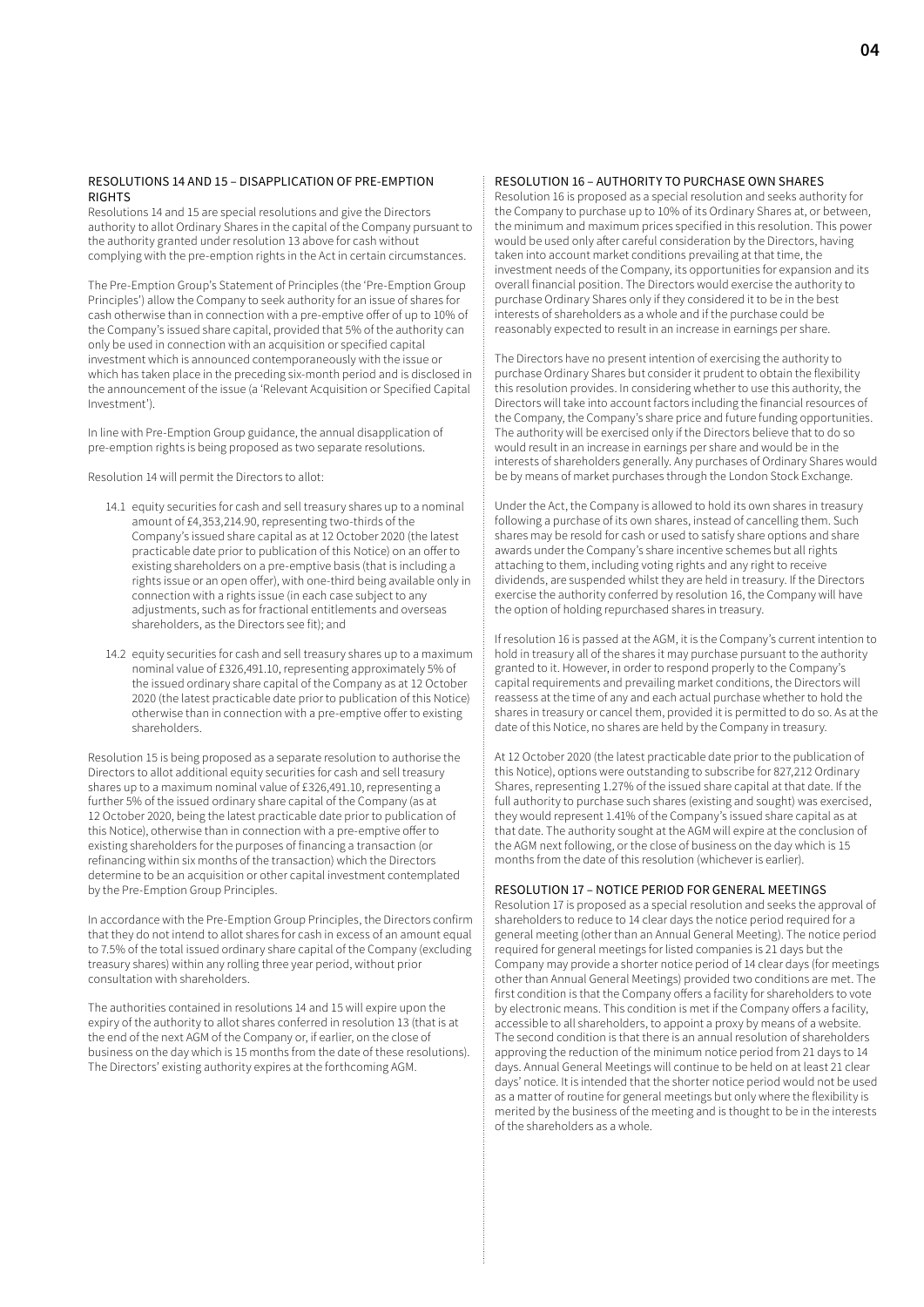### RESOLUTIONS 14 AND 15 – DISAPPLICATION OF PRE-EMPTION RIGHTS

Resolutions 14 and 15 are special resolutions and give the Directors authority to allot Ordinary Shares in the capital of the Company pursuant to the authority granted under resolution 13 above for cash without complying with the pre-emption rights in the Act in certain circumstances.

The Pre-Emption Group's Statement of Principles (the 'Pre-Emption Group Principles') allow the Company to seek authority for an issue of shares for cash otherwise than in connection with a pre-emptive offer of up to 10% of the Company's issued share capital, provided that 5% of the authority can only be used in connection with an acquisition or specified capital investment which is announced contemporaneously with the issue or which has taken place in the preceding six-month period and is disclosed in the announcement of the issue (a 'Relevant Acquisition or Specified Capital Investment').

In line with Pre-Emption Group guidance, the annual disapplication of pre-emption rights is being proposed as two separate resolutions.

Resolution 14 will permit the Directors to allot:

- 14.1 equity securities for cash and sell treasury shares up to a nominal amount of £4,353,214.90, representing two-thirds of the Company's issued share capital as at 12 October 2020 (the latest practicable date prior to publication of this Notice) on an offer to existing shareholders on a pre-emptive basis (that is including a rights issue or an open offer), with one-third being available only in connection with a rights issue (in each case subject to any adjustments, such as for fractional entitlements and overseas shareholders, as the Directors see fit); and
- 14.2 equity securities for cash and sell treasury shares up to a maximum nominal value of £326,491.10, representing approximately 5% of the issued ordinary share capital of the Company as at 12 October 2020 (the latest practicable date prior to publication of this Notice) otherwise than in connection with a pre-emptive offer to existing shareholders.

Resolution 15 is being proposed as a separate resolution to authorise the Directors to allot additional equity securities for cash and sell treasury shares up to a maximum nominal value of £326,491.10, representing a further 5% of the issued ordinary share capital of the Company (as at 12 October 2020, being the latest practicable date prior to publication of this Notice), otherwise than in connection with a pre-emptive offer to existing shareholders for the purposes of financing a transaction (or refinancing within six months of the transaction) which the Directors determine to be an acquisition or other capital investment contemplated by the Pre-Emption Group Principles.

In accordance with the Pre-Emption Group Principles, the Directors confirm that they do not intend to allot shares for cash in excess of an amount equal to 7.5% of the total issued ordinary share capital of the Company (excluding treasury shares) within any rolling three year period, without prior consultation with shareholders.

The authorities contained in resolutions 14 and 15 will expire upon the expiry of the authority to allot shares conferred in resolution 13 (that is at the end of the next AGM of the Company or, if earlier, on the close of business on the day which is 15 months from the date of these resolutions). The Directors' existing authority expires at the forthcoming AGM.

### RESOLUTION 16 – AUTHORITY TO PURCHASE OWN SHARES

Resolution 16 is proposed as a special resolution and seeks authority for the Company to purchase up to 10% of its Ordinary Shares at, or between, the minimum and maximum prices specified in this resolution. This power would be used only after careful consideration by the Directors, having taken into account market conditions prevailing at that time, the investment needs of the Company, its opportunities for expansion and its overall financial position. The Directors would exercise the authority to purchase Ordinary Shares only if they considered it to be in the best interests of shareholders as a whole and if the purchase could be reasonably expected to result in an increase in earnings per share.

The Directors have no present intention of exercising the authority to purchase Ordinary Shares but consider it prudent to obtain the flexibility this resolution provides. In considering whether to use this authority, the Directors will take into account factors including the financial resources of the Company, the Company's share price and future funding opportunities. The authority will be exercised only if the Directors believe that to do so would result in an increase in earnings per share and would be in the interests of shareholders generally. Any purchases of Ordinary Shares would be by means of market purchases through the London Stock Exchange.

Under the Act, the Company is allowed to hold its own shares in treasury following a purchase of its own shares, instead of cancelling them. Such shares may be resold for cash or used to satisfy share options and share awards under the Company's share incentive schemes but all rights attaching to them, including voting rights and any right to receive dividends, are suspended whilst they are held in treasury. If the Directors exercise the authority conferred by resolution 16, the Company will have the option of holding repurchased shares in treasury.

If resolution 16 is passed at the AGM, it is the Company's current intention to hold in treasury all of the shares it may purchase pursuant to the authority granted to it. However, in order to respond properly to the Company's capital requirements and prevailing market conditions, the Directors will reassess at the time of any and each actual purchase whether to hold the shares in treasury or cancel them, provided it is permitted to do so. As at the date of this Notice, no shares are held by the Company in treasury.

At 12 October 2020 (the latest practicable date prior to the publication of this Notice), options were outstanding to subscribe for 827,212 Ordinary Shares, representing 1.27% of the issued share capital at that date. If the full authority to purchase such shares (existing and sought) was exercised, they would represent 1.41% of the Company's issued share capital as at that date. The authority sought at the AGM will expire at the conclusion of the AGM next following, or the close of business on the day which is 15 months from the date of this resolution (whichever is earlier).

### RESOLUTION 17 – NOTICE PERIOD FOR GENERAL MEETINGS

Resolution 17 is proposed as a special resolution and seeks the approval of shareholders to reduce to 14 clear days the notice period required for a general meeting (other than an Annual General Meeting). The notice period required for general meetings for listed companies is 21 days but the Company may provide a shorter notice period of 14 clear days (for meetings other than Annual General Meetings) provided two conditions are met. The first condition is that the Company offers a facility for shareholders to vote by electronic means. This condition is met if the Company offers a facility, accessible to all shareholders, to appoint a proxy by means of a website. The second condition is that there is an annual resolution of shareholders approving the reduction of the minimum notice period from 21 days to 14 days. Annual General Meetings will continue to be held on at least 21 clear days' notice. It is intended that the shorter notice period would not be used as a matter of routine for general meetings but only where the flexibility is merited by the business of the meeting and is thought to be in the interests of the shareholders as a whole.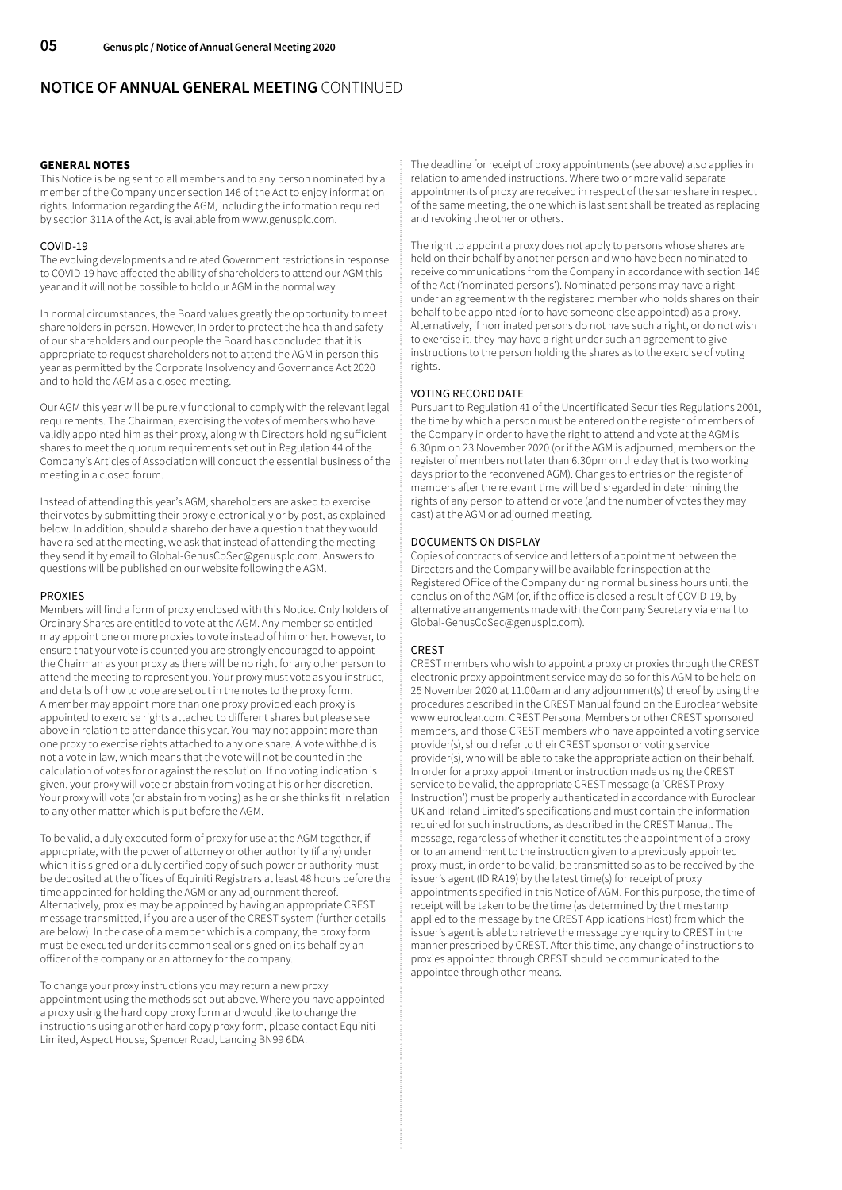## NOTICE OF ANNUAL GENERAL MEETING CONTINUED

### GENERAL NOTES

This Notice is being sent to all members and to any person nominated by a member of the Company under section 146 of the Act to enjoy information rights. Information regarding the AGM, including the information required by section 311A of the Act, is available from www.genusplc.com.

### COVID-19

The evolving developments and related Government restrictions in response to COVID-19 have affected the ability of shareholders to attend our AGM this year and it will not be possible to hold our AGM in the normal way.

In normal circumstances, the Board values greatly the opportunity to meet shareholders in person. However, In order to protect the health and safety of our shareholders and our people the Board has concluded that it is appropriate to request shareholders not to attend the AGM in person this year as permitted by the Corporate Insolvency and Governance Act 2020 and to hold the AGM as a closed meeting.

Our AGM this year will be purely functional to comply with the relevant legal requirements. The Chairman, exercising the votes of members who have validly appointed him as their proxy, along with Directors holding sufficient shares to meet the quorum requirements set out in Regulation 44 of the Company's Articles of Association will conduct the essential business of the meeting in a closed forum.

Instead of attending this year's AGM, shareholders are asked to exercise their votes by submitting their proxy electronically or by post, as explained below. In addition, should a shareholder have a question that they would have raised at the meeting, we ask that instead of attending the meeting they send it by email to Global-GenusCoSec@genusplc.com. Answers to questions will be published on our website following the AGM.

### PROXIES

Members will find a form of proxy enclosed with this Notice. Only holders of Ordinary Shares are entitled to vote at the AGM. Any member so entitled may appoint one or more proxies to vote instead of him or her. However, to ensure that your vote is counted you are strongly encouraged to appoint the Chairman as your proxy as there will be no right for any other person to attend the meeting to represent you. Your proxy must vote as you instruct, and details of how to vote are set out in the notes to the proxy form. A member may appoint more than one proxy provided each proxy is appointed to exercise rights attached to different shares but please see above in relation to attendance this year. You may not appoint more than one proxy to exercise rights attached to any one share. A vote withheld is not a vote in law, which means that the vote will not be counted in the calculation of votes for or against the resolution. If no voting indication is given, your proxy will vote or abstain from voting at his or her discretion. Your proxy will vote (or abstain from voting) as he or she thinks fit in relation to any other matter which is put before the AGM.

To be valid, a duly executed form of proxy for use at the AGM together, if appropriate, with the power of attorney or other authority (if any) under which it is signed or a duly certified copy of such power or authority must be deposited at the offices of Equiniti Registrars at least 48 hours before the time appointed for holding the AGM or any adjournment thereof. Alternatively, proxies may be appointed by having an appropriate CREST message transmitted, if you are a user of the CREST system (further details are below). In the case of a member which is a company, the proxy form must be executed under its common seal or signed on its behalf by an officer of the company or an attorney for the company.

To change your proxy instructions you may return a new proxy appointment using the methods set out above. Where you have appointed a proxy using the hard copy proxy form and would like to change the instructions using another hard copy proxy form, please contact Equiniti Limited, Aspect House, Spencer Road, Lancing BN99 6DA.

The deadline for receipt of proxy appointments (see above) also applies in relation to amended instructions. Where two or more valid separate appointments of proxy are received in respect of the same share in respect of the same meeting, the one which is last sent shall be treated as replacing and revoking the other or others.

The right to appoint a proxy does not apply to persons whose shares are held on their behalf by another person and who have been nominated to receive communications from the Company in accordance with section 146 of the Act ('nominated persons'). Nominated persons may have a right under an agreement with the registered member who holds shares on their behalf to be appointed (or to have someone else appointed) as a proxy. Alternatively, if nominated persons do not have such a right, or do not wish to exercise it, they may have a right under such an agreement to give instructions to the person holding the shares as to the exercise of voting rights.

### VOTING RECORD DATE

Pursuant to Regulation 41 of the Uncertificated Securities Regulations 2001, the time by which a person must be entered on the register of members of the Company in order to have the right to attend and vote at the AGM is 6.30pm on 23 November 2020 (or if the AGM is adjourned, members on the register of members not later than 6.30pm on the day that is two working days prior to the reconvened AGM). Changes to entries on the register of members after the relevant time will be disregarded in determining the rights of any person to attend or vote (and the number of votes they may cast) at the AGM or adjourned meeting.

### DOCUMENTS ON DISPLAY

Copies of contracts of service and letters of appointment between the Directors and the Company will be available for inspection at the Registered Office of the Company during normal business hours until the conclusion of the AGM (or, if the office is closed a result of COVID-19, by alternative arrangements made with the Company Secretary via email to Global-GenusCoSec@genusplc.com).

### CREST

CREST members who wish to appoint a proxy or proxies through the CREST electronic proxy appointment service may do so for this AGM to be held on 25 November 2020 at 11.00am and any adjournment(s) thereof by using the procedures described in the CREST Manual found on the Euroclear website www.euroclear.com. CREST Personal Members or other CREST sponsored members, and those CREST members who have appointed a voting service provider(s), should refer to their CREST sponsor or voting service provider(s), who will be able to take the appropriate action on their behalf. In order for a proxy appointment or instruction made using the CREST service to be valid, the appropriate CREST message (a 'CREST Proxy Instruction') must be properly authenticated in accordance with Euroclear UK and Ireland Limited's specifications and must contain the information required for such instructions, as described in the CREST Manual. The message, regardless of whether it constitutes the appointment of a proxy or to an amendment to the instruction given to a previously appointed proxy must, in order to be valid, be transmitted so as to be received by the issuer's agent (ID RA19) by the latest time(s) for receipt of proxy appointments specified in this Notice of AGM. For this purpose, the time of receipt will be taken to be the time (as determined by the timestamp applied to the message by the CREST Applications Host) from which the issuer's agent is able to retrieve the message by enquiry to CREST in the manner prescribed by CREST. After this time, any change of instructions to proxies appointed through CREST should be communicated to the appointee through other means.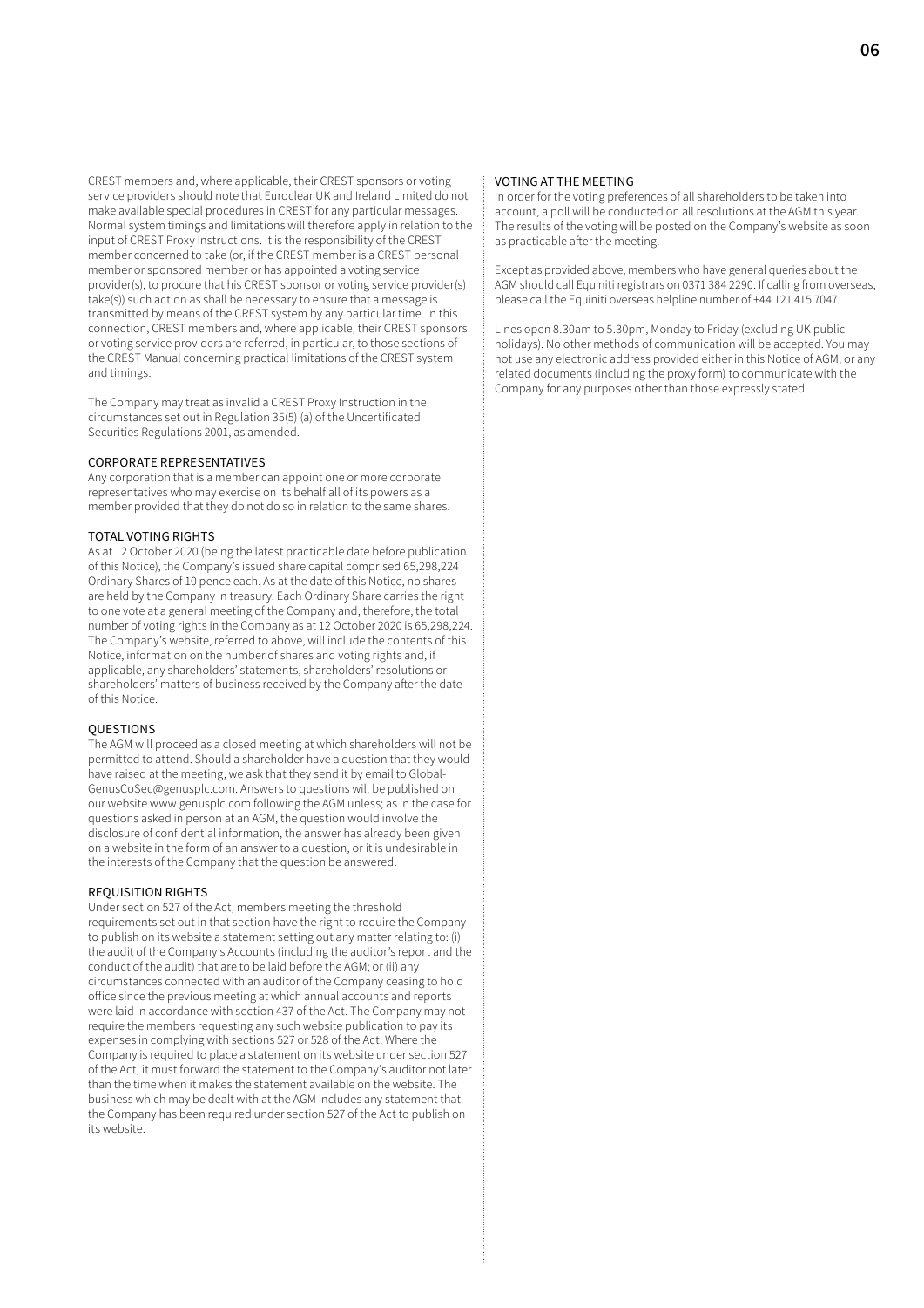CREST members and, where applicable, their CREST sponsors or voting service providers should note that Euroclear UK and Ireland Limited do not make available special procedures in CREST for any particular messages. Normal system timings and limitations will therefore apply in relation to the input of CREST Proxy Instructions. It is the responsibility of the CREST member concerned to take (or, if the CREST member is a CREST personal member or sponsored member or has appointed a voting service provider(s), to procure that his CREST sponsor or voting service provider(s) take(s)) such action as shall be necessary to ensure that a message is transmitted by means of the CREST system by any particular time. In this connection, CREST members and, where applicable, their CREST sponsors or voting service providers are referred, in particular, to those sections of the CREST Manual concerning practical limitations of the CREST system and timings.

The Company may treat as invalid a CREST Proxy Instruction in the circumstances set out in Regulation 35(5) (a) of the Uncertificated Securities Regulations 2001, as amended.

### CORPORATE REPRESENTATIVES

Any corporation that is a member can appoint one or more corporate representatives who may exercise on its behalf all of its powers as a member provided that they do not do so in relation to the same shares.

### TOTAL VOTING RIGHTS

As at 12 October 2020 (being the latest practicable date before publication of this Notice), the Company's issued share capital comprised 65,298,224 Ordinary Shares of 10 pence each. As at the date of this Notice, no shares are held by the Company in treasury. Each Ordinary Share carries the right to one vote at a general meeting of the Company and, therefore, the total number of voting rights in the Company as at 12 October 2020 is 65,298,224. The Company's website, referred to above, will include the contents of this Notice, information on the number of shares and voting rights and, if applicable, any shareholders' statements, shareholders' resolutions or shareholders' matters of business received by the Company after the date of this Notice.

### QUESTIONS

The AGM will proceed as a closed meeting at which shareholders will not be permitted to attend. Should a shareholder have a question that they would have raised at the meeting, we ask that they send it by email to Global-GenusCoSec@genusplc.com. Answers to questions will be published on our website www.genusplc.com following the AGM unless; as in the case for questions asked in person at an AGM, the question would involve the disclosure of confidential information, the answer has already been given on a website in the form of an answer to a question, or it is undesirable in the interests of the Company that the question be answered.

### REQUISITION RIGHTS

Under section 527 of the Act, members meeting the threshold requirements set out in that section have the right to require the Company to publish on its website a statement setting out any matter relating to: (i) the audit of the Company's Accounts (including the auditor's report and the conduct of the audit) that are to be laid before the AGM; or (ii) any circumstances connected with an auditor of the Company ceasing to hold office since the previous meeting at which annual accounts and reports were laid in accordance with section 437 of the Act. The Company may not require the members requesting any such website publication to pay its expenses in complying with sections 527 or 528 of the Act. Where the Company is required to place a statement on its website under section 527 of the Act, it must forward the statement to the Company's auditor not later than the time when it makes the statement available on the website. The business which may be dealt with at the AGM includes any statement that the Company has been required under section 527 of the Act to publish on its website.

### VOTING AT THE MEETING

In order for the voting preferences of all shareholders to be taken into account, a poll will be conducted on all resolutions at the AGM this year. The results of the voting will be posted on the Company's website as soon as practicable after the meeting.

Except as provided above, members who have general queries about the AGM should call Equiniti registrars on 0371 384 2290. If calling from overseas, please call the Equiniti overseas helpline number of +44 121 415 7047.

Lines open 8.30am to 5.30pm, Monday to Friday (excluding UK public holidays). No other methods of communication will be accepted. You may not use any electronic address provided either in this Notice of AGM, or any related documents (including the proxy form) to communicate with the Company for any purposes other than those expressly stated.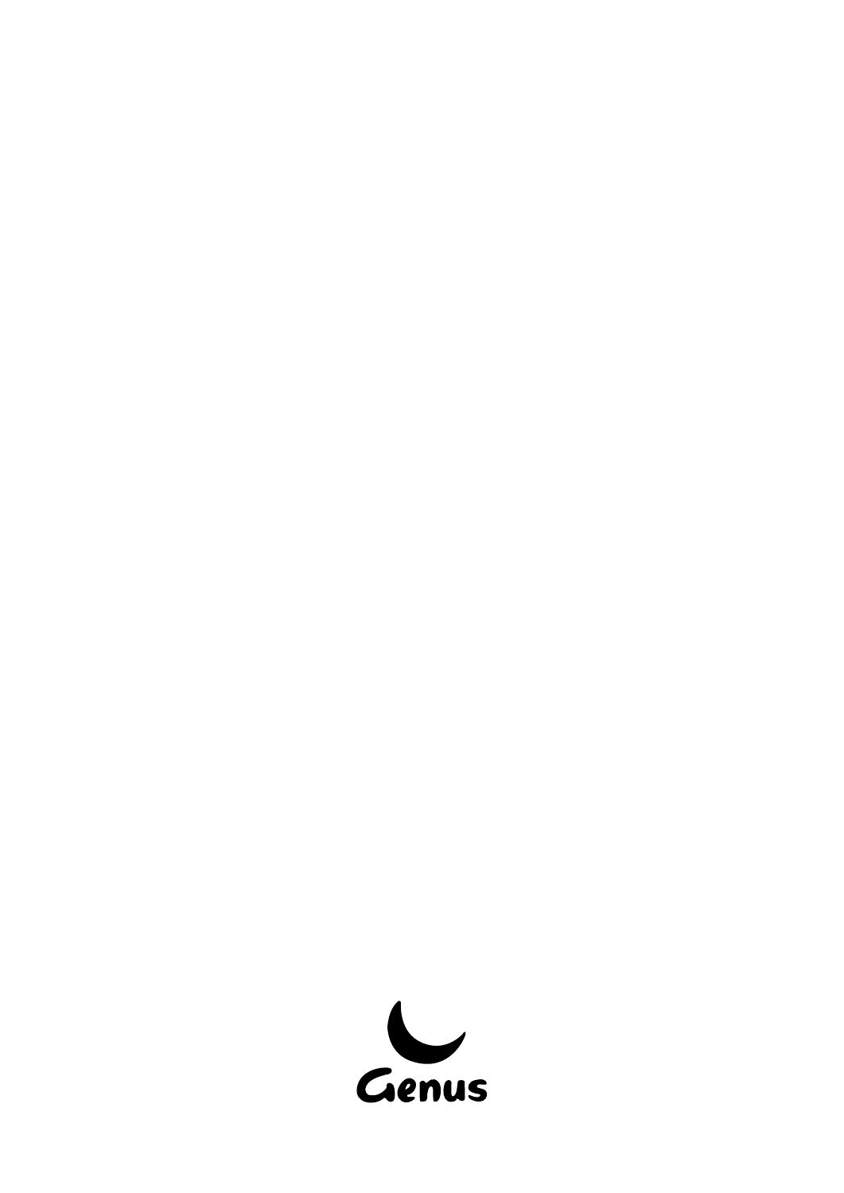Genus